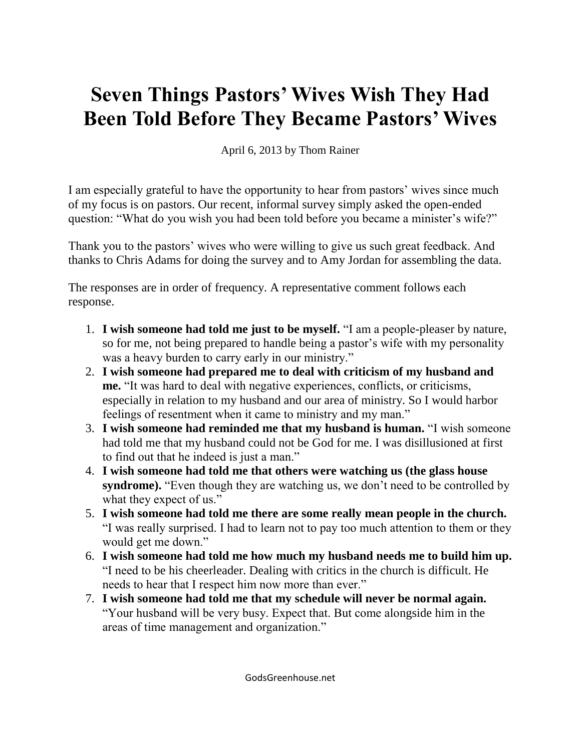# Seven Things Pastors' Wives Wish They Had Been Told Before They Became Pastors' Wives

April 6, 2013 by Thom Rainer

I am especially grateful to have the opportunity to hear from pastors' wives since much of my focus is on pastors. Our recent, informal survey simply asked the open-ended question: "What do you wish you had been told before you became a minister's wife?"

Thank you to the pastors' wives who were willing to give us such great feedback. And thanks to Chris Adams for doing the survey and to Amy Jordan for assembling the data.

The responses are in order of frequency. A representative comment follows each response.

1. **I wish someone had told me just to be myself.** "I am a people-pleaser by nature, so for me, not being prepared to handle being a pastor's wife with my personality was a heavy burden to carry early in our ministry."
2. **I wish someone had prepared me to deal with criticism of my husband and me.** "It was hard to deal with negative experiences, conflicts, or criticisms, especially in relation to my husband and our area of ministry. So I would harbor feelings of resentment when it came to ministry and my man."
3. **I wish someone had reminded me that my husband is human.** "I wish someone had told me that my husband could not be God for me. I was disillusioned at first to find out that he indeed is just a man."
4. **I wish someone had told me that others were watching us (the glass house syndrome).** "Even though they are watching us, we don't need to be controlled by what they expect of us."
5. **I wish someone had told me there are some really mean people in the church.** "I was really surprised. I had to learn not to pay too much attention to them or they would get me down."
6. **I wish someone had told me how much my husband needs me to build him up.** "I need to be his cheerleader. Dealing with critics in the church is difficult. He needs to hear that I respect him now more than ever."
7. **I wish someone had told me that my schedule will never be normal again.** "Your husband will be very busy. Expect that. But come alongside him in the areas of time management and organization."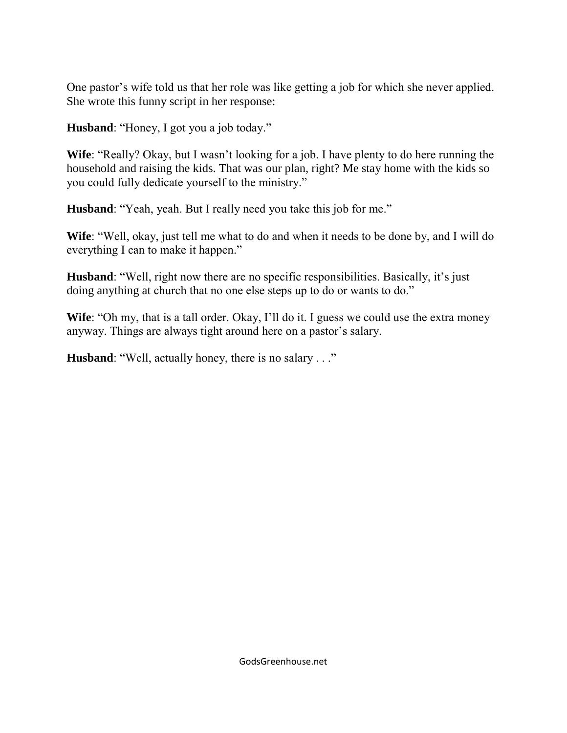One pastor’s wife told us that her role was like getting a job for which she never applied. She wrote this funny script in her response:

**Husband**: “Honey, I got you a job today.”

**Wife**: “Really? Okay, but I wasn’t looking for a job. I have plenty to do here running the household and raising the kids. That was our plan, right? Me stay home with the kids so you could fully dedicate yourself to the ministry.”

**Husband**: “Yeah, yeah. But I really need you take this job for me.”

**Wife**: “Well, okay, just tell me what to do and when it needs to be done by, and I will do everything I can to make it happen.”

**Husband**: “Well, right now there are no specific responsibilities. Basically, it’s just doing anything at church that no one else steps up to do or wants to do.”

**Wife**: “Oh my, that is a tall order. Okay, I’ll do it. I guess we could use the extra money anyway. Things are always tight around here on a pastor’s salary.

**Husband**: “Well, actually honey, there is no salary . . .”